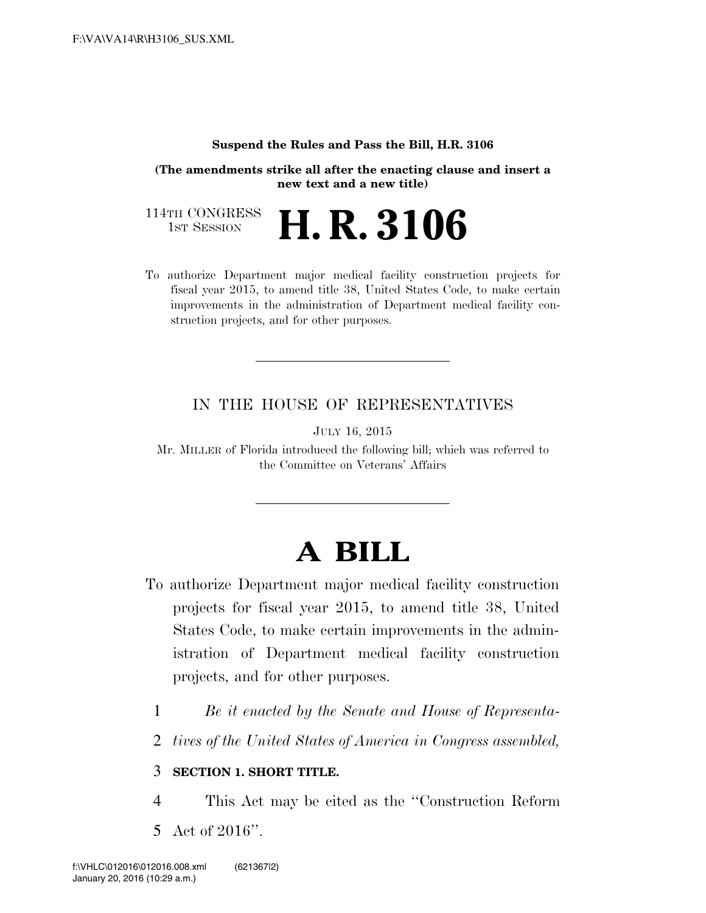**Suspend the Rules and Pass the Bill, H.R. 3106**

**(The amendments strike all after the enacting clause and insert a new text and a new title)**

114TH CONGRESS
1ST SESSION

# H. R. 3106

To authorize Department major medical facility construction projects for fiscal year 2015, to amend title 38, United States Code, to make certain improvements in the administration of Department medical facility construction projects, and for other purposes.

---

IN THE HOUSE OF REPRESENTATIVES

JULY 16, 2015

Mr. MILLER of Florida introduced the following bill; which was referred to the Committee on Veterans' Affairs

---

# A BILL

To authorize Department major medical facility construction projects for fiscal year 2015, to amend title 38, United States Code, to make certain improvements in the administration of Department medical facility construction projects, and for other purposes.

*Be it enacted by the Senate and House of Representatives of the United States of America in Congress assembled,*

**SECTION 1. SHORT TITLE.**

This Act may be cited as the ''Construction Reform Act of 2016''.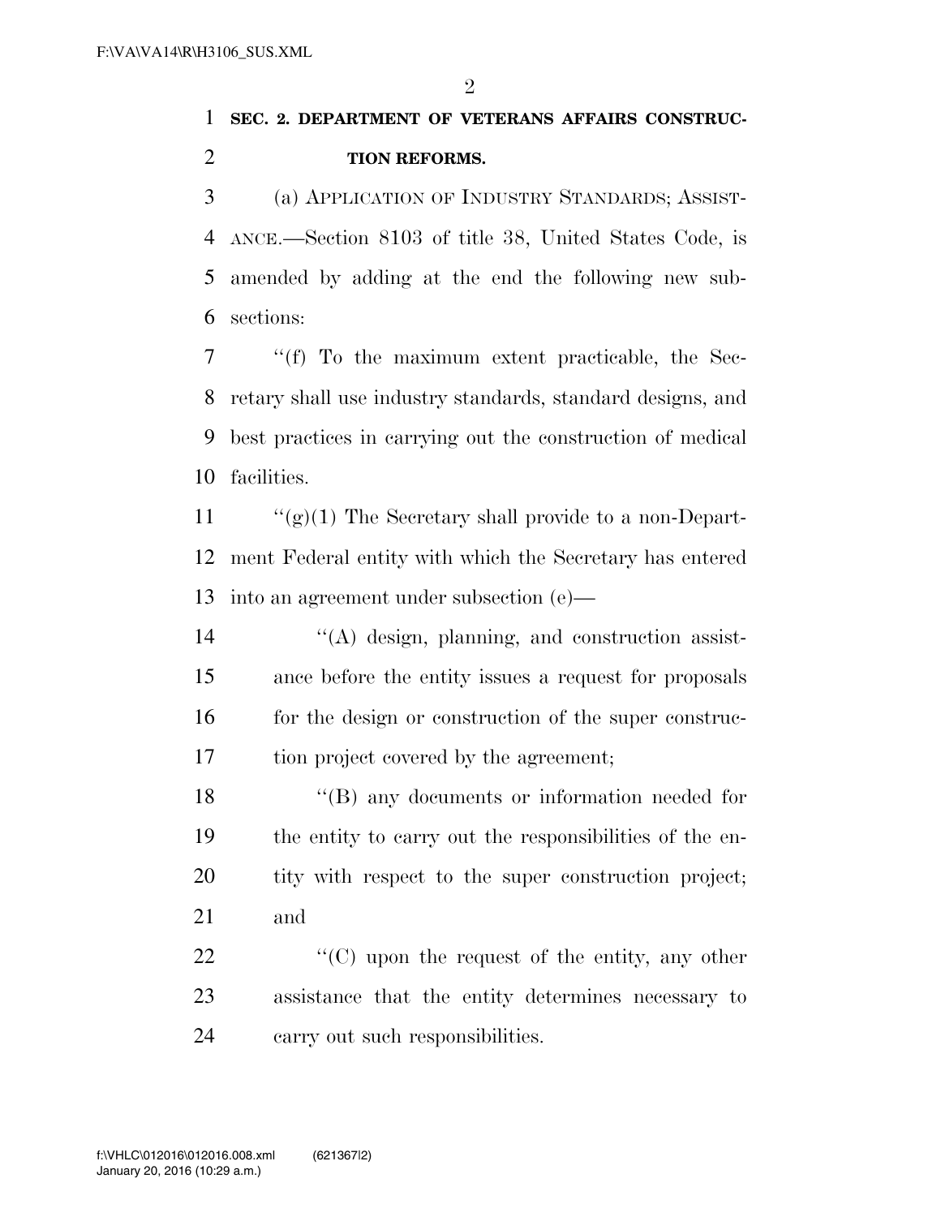**SEC. 2. DEPARTMENT OF VETERANS AFFAIRS CONSTRUCTION REFORMS.**

(a) APPLICATION OF INDUSTRY STANDARDS; ASSISTANCE.—Section 8103 of title 38, United States Code, is amended by adding at the end the following new subsections:

"(f) To the maximum extent practicable, the Secretary shall use industry standards, standard designs, and best practices in carrying out the construction of medical facilities.

"(g)(1) The Secretary shall provide to a non-Department Federal entity with which the Secretary has entered into an agreement under subsection (e)—

"(A) design, planning, and construction assistance before the entity issues a request for proposals for the design or construction of the super construction project covered by the agreement;

"(B) any documents or information needed for the entity to carry out the responsibilities of the entity with respect to the super construction project; and

"(C) upon the request of the entity, any other assistance that the entity determines necessary to carry out such responsibilities.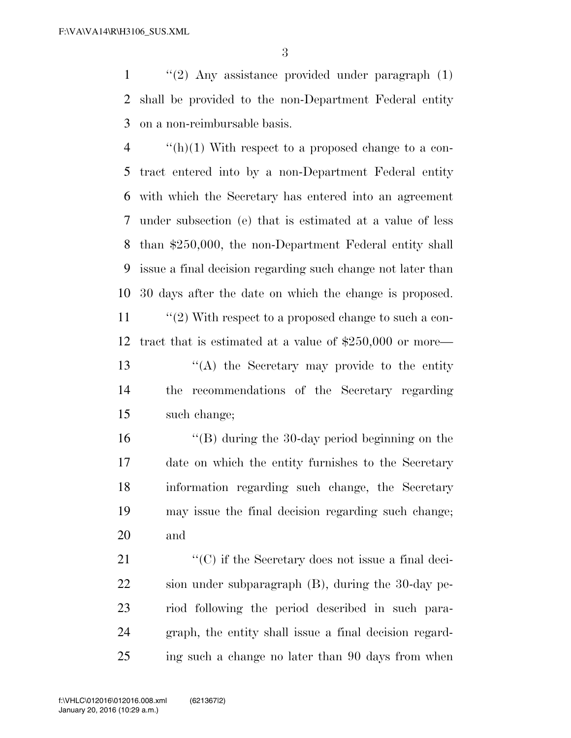''(2) Any assistance provided under paragraph (1) shall be provided to the non-Department Federal entity on a non-reimbursable basis.

''(h)(1) With respect to a proposed change to a contract entered into by a non-Department Federal entity with which the Secretary has entered into an agreement under subsection (e) that is estimated at a value of less than $250,000, the non-Department Federal entity shall issue a final decision regarding such change not later than 30 days after the date on which the change is proposed.

''(2) With respect to a proposed change to such a contract that is estimated at a value of $250,000 or more—

''(A) the Secretary may provide to the entity the recommendations of the Secretary regarding such change;

''(B) during the 30-day period beginning on the date on which the entity furnishes to the Secretary information regarding such change, the Secretary may issue the final decision regarding such change; and

''(C) if the Secretary does not issue a final decision under subparagraph (B), during the 30-day period following the period described in such paragraph, the entity shall issue a final decision regarding such a change no later than 90 days from when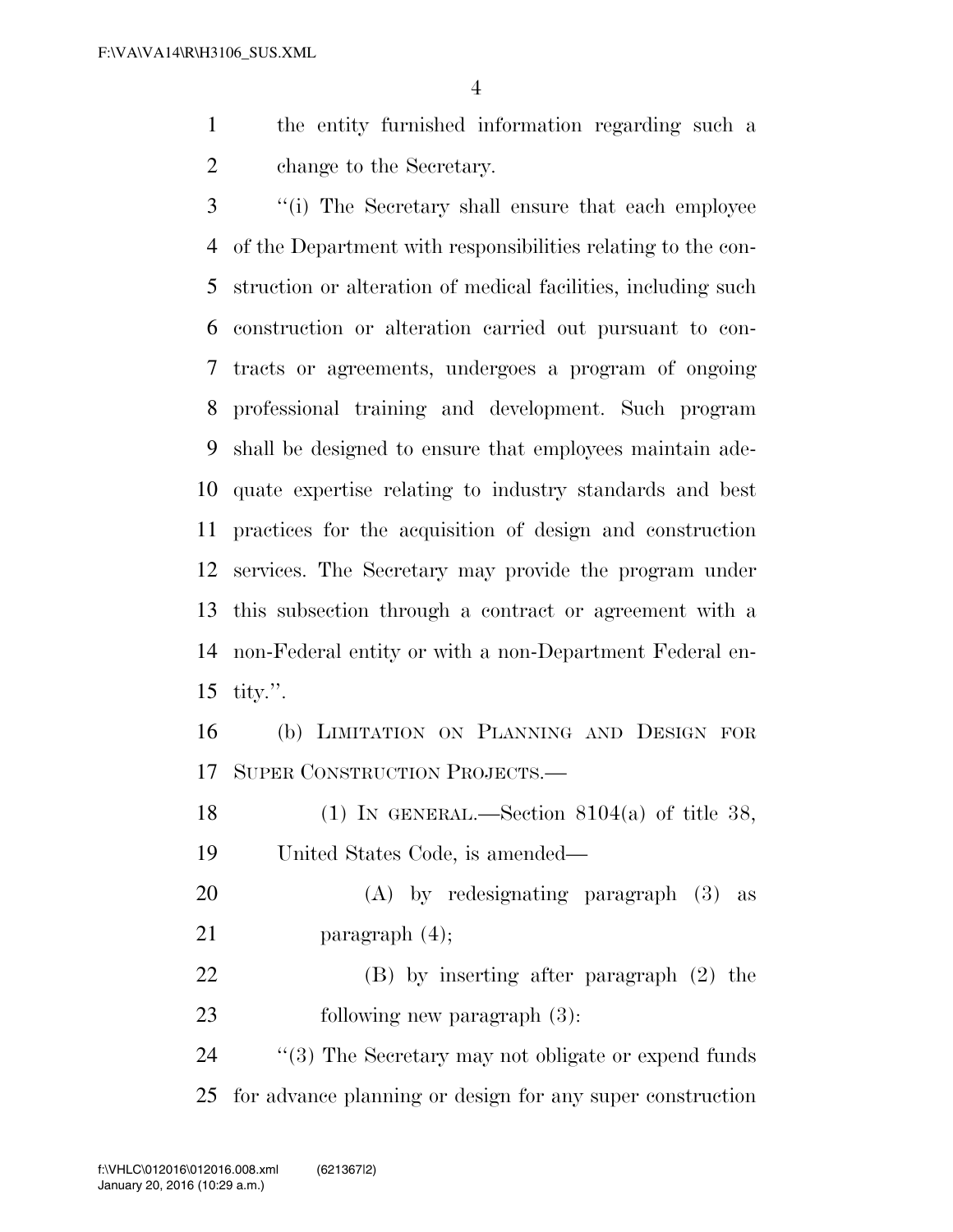the entity furnished information regarding such a change to the Secretary.

''(i) The Secretary shall ensure that each employee of the Department with responsibilities relating to the construction or alteration of medical facilities, including such construction or alteration carried out pursuant to contracts or agreements, undergoes a program of ongoing professional training and development. Such program shall be designed to ensure that employees maintain adequate expertise relating to industry standards and best practices for the acquisition of design and construction services. The Secretary may provide the program under this subsection through a contract or agreement with a non-Federal entity or with a non-Department Federal entity.''.

(b) LIMITATION ON PLANNING AND DESIGN FOR SUPER CONSTRUCTION PROJECTS.—

(1) IN GENERAL.—Section 8104(a) of title 38, United States Code, is amended—

(A) by redesignating paragraph (3) as paragraph (4);

(B) by inserting after paragraph (2) the following new paragraph (3):

''(3) The Secretary may not obligate or expend funds for advance planning or design for any super construction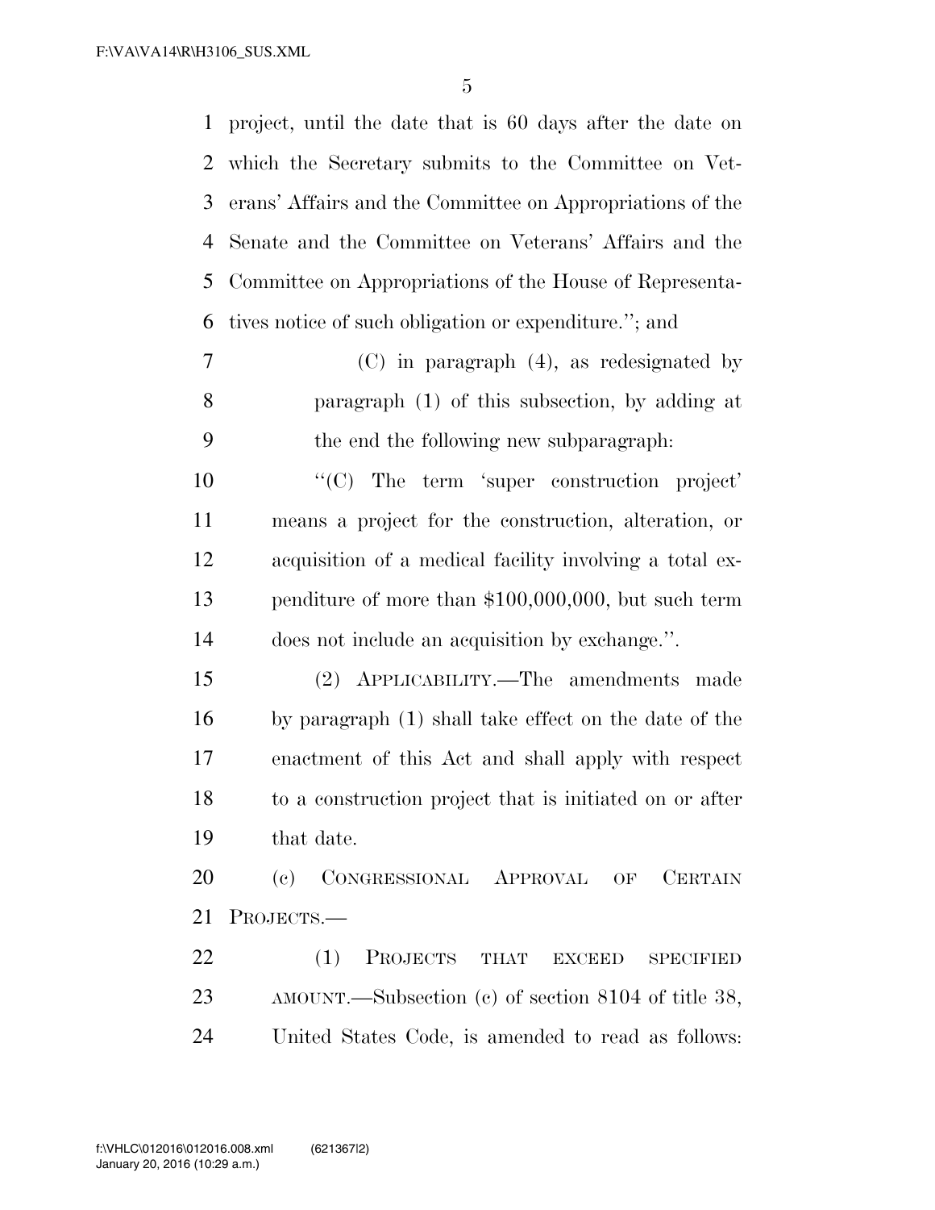project, until the date that is 60 days after the date on which the Secretary submits to the Committee on Veterans' Affairs and the Committee on Appropriations of the Senate and the Committee on Veterans' Affairs and the Committee on Appropriations of the House of Representatives notice of such obligation or expenditure."; and

(C) in paragraph (4), as redesignated by paragraph (1) of this subsection, by adding at the end the following new subparagraph:

"(C) The term 'super construction project' means a project for the construction, alteration, or acquisition of a medical facility involving a total expenditure of more than $100,000,000, but such term does not include an acquisition by exchange.".

(2) APPLICABILITY.—The amendments made by paragraph (1) shall take effect on the date of the enactment of this Act and shall apply with respect to a construction project that is initiated on or after that date.

(c) CONGRESSIONAL APPROVAL OF CERTAIN PROJECTS.—

(1) PROJECTS THAT EXCEED SPECIFIED AMOUNT.—Subsection (c) of section 8104 of title 38, United States Code, is amended to read as follows: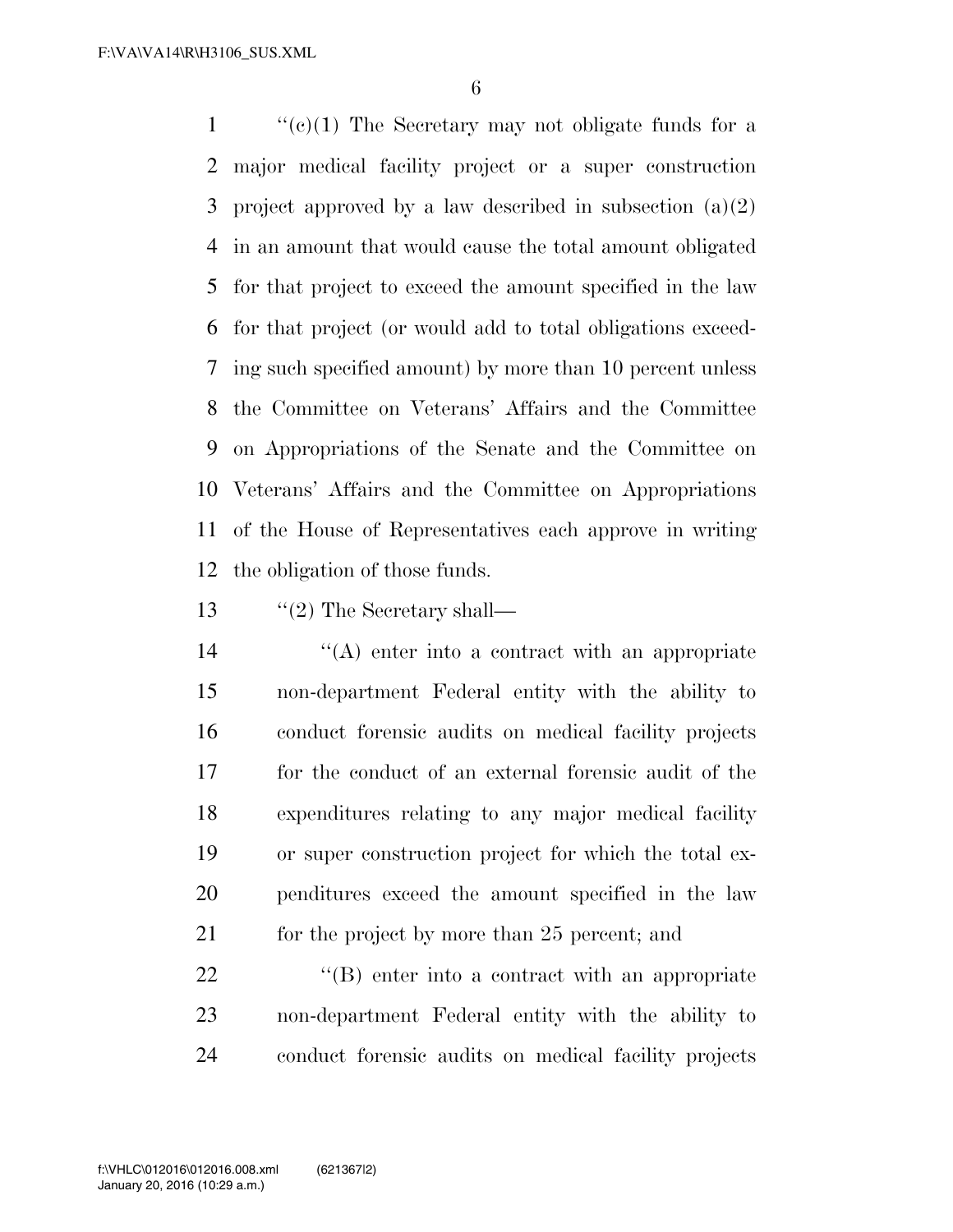"(c)(1) The Secretary may not obligate funds for a major medical facility project or a super construction project approved by a law described in subsection (a)(2) in an amount that would cause the total amount obligated for that project to exceed the amount specified in the law for that project (or would add to total obligations exceeding such specified amount) by more than 10 percent unless the Committee on Veterans' Affairs and the Committee on Appropriations of the Senate and the Committee on Veterans' Affairs and the Committee on Appropriations of the House of Representatives each approve in writing the obligation of those funds.

"(2) The Secretary shall—

"(A) enter into a contract with an appropriate non-department Federal entity with the ability to conduct forensic audits on medical facility projects for the conduct of an external forensic audit of the expenditures relating to any major medical facility or super construction project for which the total expenditures exceed the amount specified in the law for the project by more than 25 percent; and

"(B) enter into a contract with an appropriate non-department Federal entity with the ability to conduct forensic audits on medical facility projects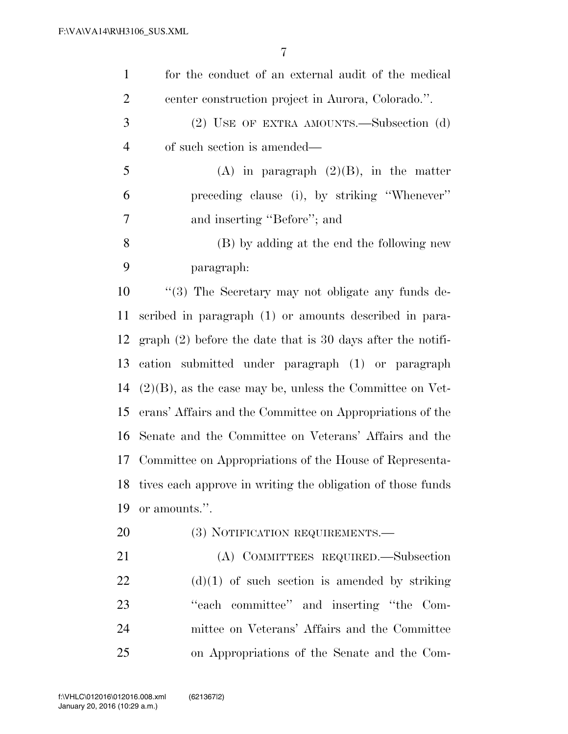for the conduct of an external audit of the medical center construction project in Aurora, Colorado.''.

(2) USE OF EXTRA AMOUNTS.—Subsection (d) of such section is amended—

(A) in paragraph (2)(B), in the matter preceding clause (i), by striking ''Whenever'' and inserting ''Before''; and

(B) by adding at the end the following new paragraph:

''(3) The Secretary may not obligate any funds described in paragraph (1) or amounts described in paragraph (2) before the date that is 30 days after the notification submitted under paragraph (1) or paragraph (2)(B), as the case may be, unless the Committee on Veterans' Affairs and the Committee on Appropriations of the Senate and the Committee on Veterans' Affairs and the Committee on Appropriations of the House of Representatives each approve in writing the obligation of those funds or amounts.''.

(3) NOTIFICATION REQUIREMENTS.—

(A) COMMITTEES REQUIRED.—Subsection (d)(1) of such section is amended by striking ''each committee'' and inserting ''the Committee on Veterans' Affairs and the Committee on Appropriations of the Senate and the Com-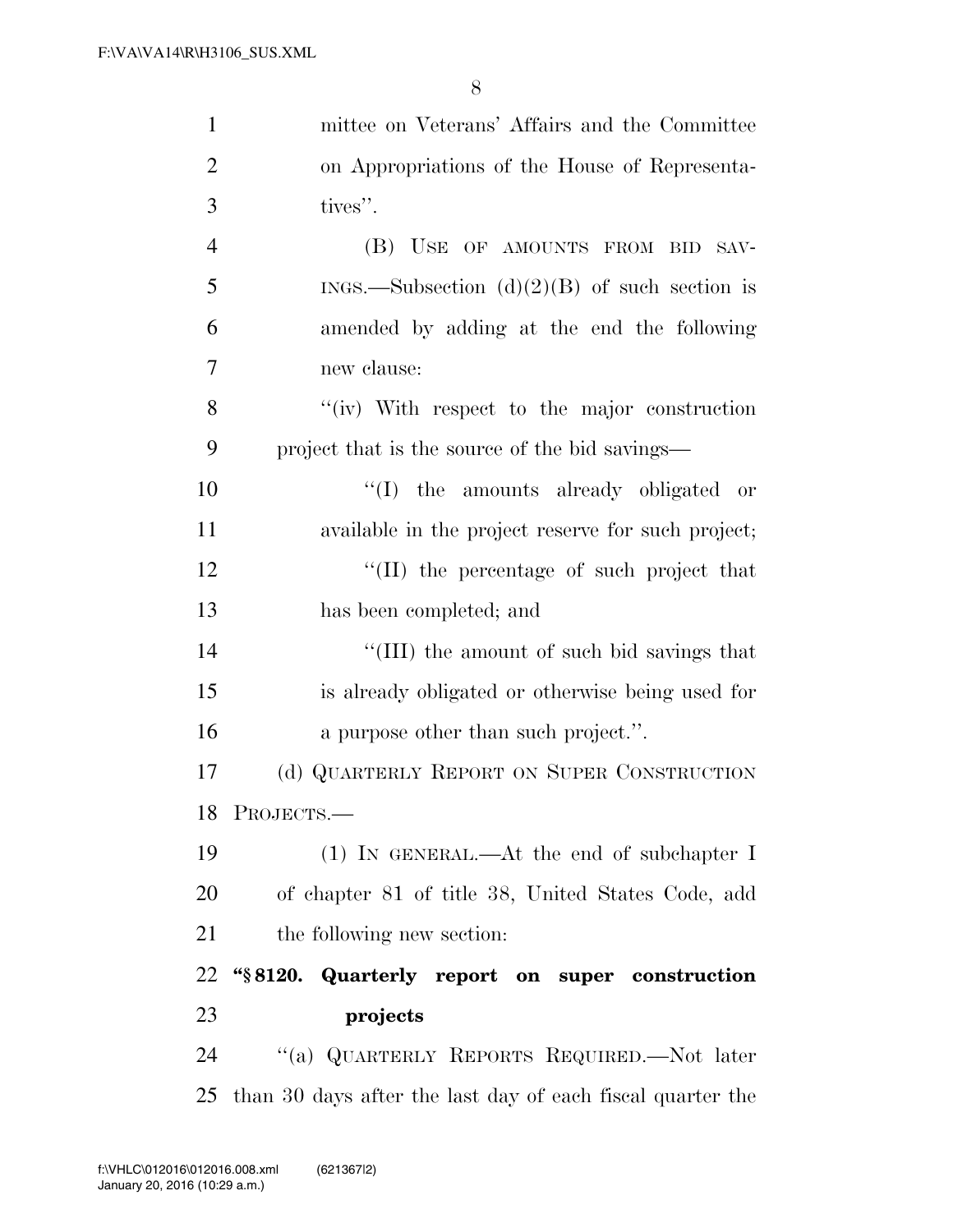mittee on Veterans' Affairs and the Committee on Appropriations of the House of Representatives''.

(B) USE OF AMOUNTS FROM BID SAVINGS.—Subsection (d)(2)(B) of such section is amended by adding at the end the following new clause:

''(iv) With respect to the major construction project that is the source of the bid savings—

''(I) the amounts already obligated or available in the project reserve for such project;

''(II) the percentage of such project that has been completed; and

''(III) the amount of such bid savings that is already obligated or otherwise being used for a purpose other than such project.''.

(d) QUARTERLY REPORT ON SUPER CONSTRUCTION PROJECTS.—

(1) IN GENERAL.—At the end of subchapter I of chapter 81 of title 38, United States Code, add the following new section:

**''§ 8120. Quarterly report on super construction projects**

''(a) QUARTERLY REPORTS REQUIRED.—Not later than 30 days after the last day of each fiscal quarter the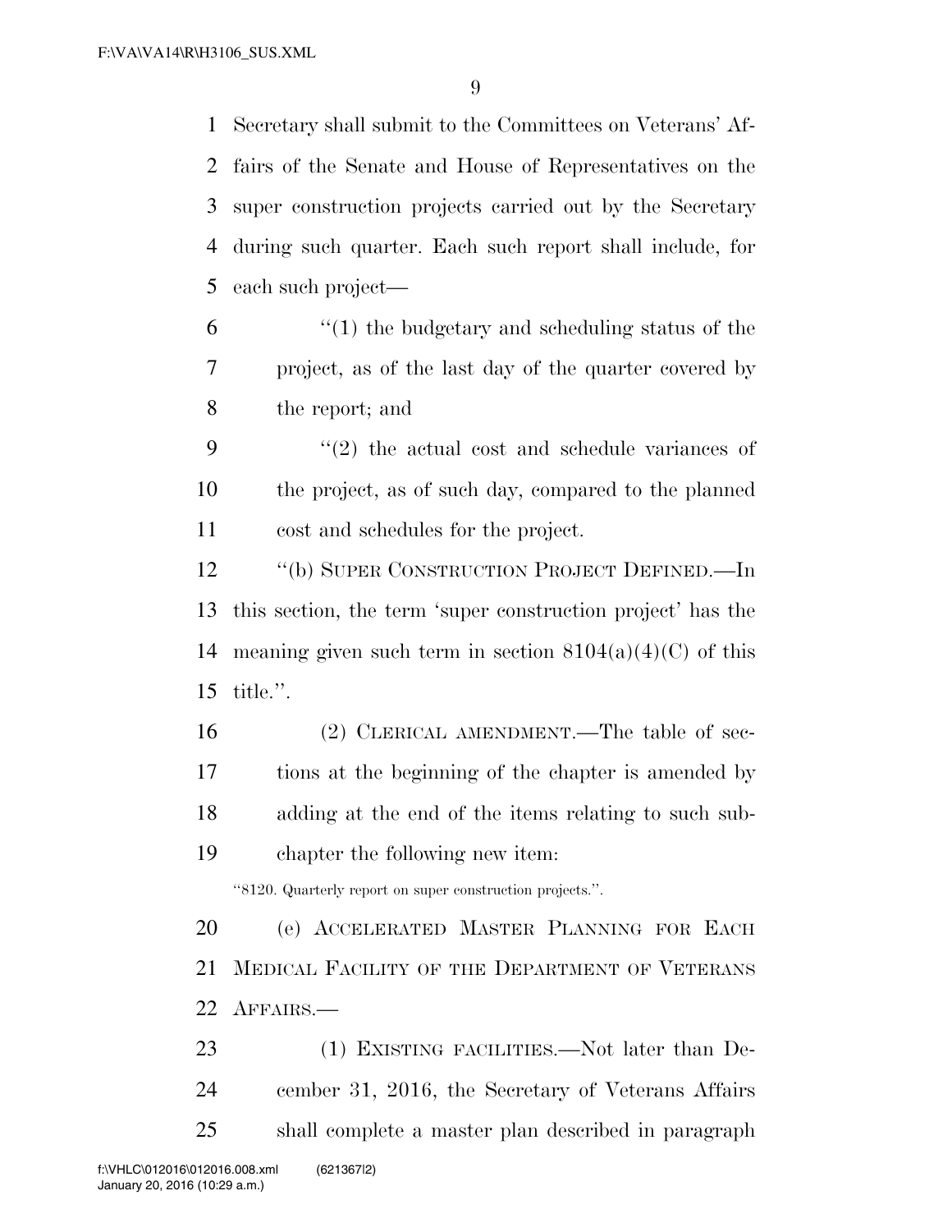Secretary shall submit to the Committees on Veterans' Affairs of the Senate and House of Representatives on the super construction projects carried out by the Secretary during such quarter. Each such report shall include, for each such project—

"(1) the budgetary and scheduling status of the project, as of the last day of the quarter covered by the report; and

"(2) the actual cost and schedule variances of the project, as of such day, compared to the planned cost and schedules for the project.

"(b) SUPER CONSTRUCTION PROJECT DEFINED.—In this section, the term 'super construction project' has the meaning given such term in section 8104(a)(4)(C) of this title.".

(2) CLERICAL AMENDMENT.—The table of sections at the beginning of the chapter is amended by adding at the end of the items relating to such subchapter the following new item:

"8120. Quarterly report on super construction projects.".

(e) ACCELERATED MASTER PLANNING FOR EACH MEDICAL FACILITY OF THE DEPARTMENT OF VETERANS AFFAIRS.—

(1) EXISTING FACILITIES.—Not later than December 31, 2016, the Secretary of Veterans Affairs shall complete a master plan described in paragraph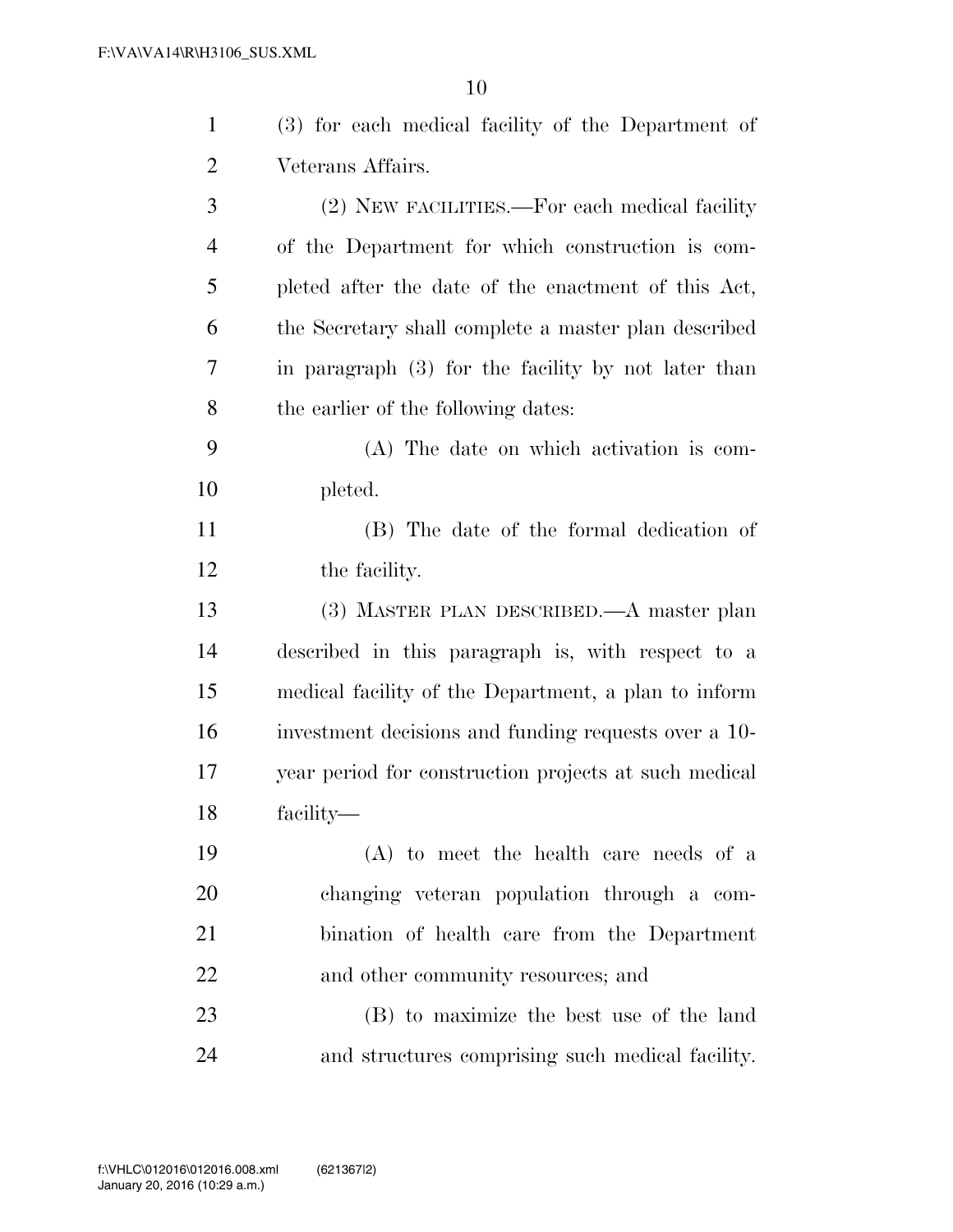(3) for each medical facility of the Department of Veterans Affairs.

(2) NEW FACILITIES.—For each medical facility of the Department for which construction is completed after the date of the enactment of this Act, the Secretary shall complete a master plan described in paragraph (3) for the facility by not later than the earlier of the following dates:

(A) The date on which activation is completed.

(B) The date of the formal dedication of the facility.

(3) MASTER PLAN DESCRIBED.—A master plan described in this paragraph is, with respect to a medical facility of the Department, a plan to inform investment decisions and funding requests over a 10-year period for construction projects at such medical facility—

(A) to meet the health care needs of a changing veteran population through a combination of health care from the Department and other community resources; and

(B) to maximize the best use of the land and structures comprising such medical facility.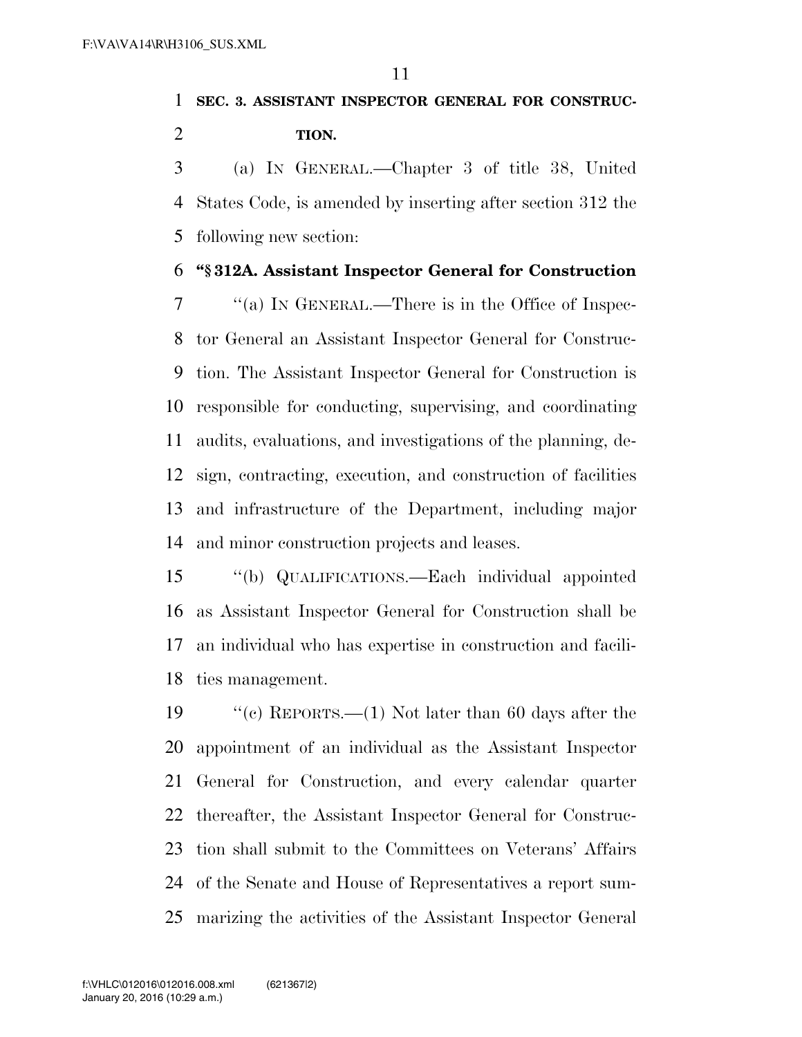**SEC. 3. ASSISTANT INSPECTOR GENERAL FOR CONSTRUCTION.**

(a) IN GENERAL.—Chapter 3 of title 38, United States Code, is amended by inserting after section 312 the following new section:

**"§ 312A. Assistant Inspector General for Construction**

"(a) IN GENERAL.—There is in the Office of Inspector General an Assistant Inspector General for Construction. The Assistant Inspector General for Construction is responsible for conducting, supervising, and coordinating audits, evaluations, and investigations of the planning, design, contracting, execution, and construction of facilities and infrastructure of the Department, including major and minor construction projects and leases.

"(b) QUALIFICATIONS.—Each individual appointed as Assistant Inspector General for Construction shall be an individual who has expertise in construction and facilities management.

"(c) REPORTS.—(1) Not later than 60 days after the appointment of an individual as the Assistant Inspector General for Construction, and every calendar quarter thereafter, the Assistant Inspector General for Construction shall submit to the Committees on Veterans' Affairs of the Senate and House of Representatives a report summarizing the activities of the Assistant Inspector General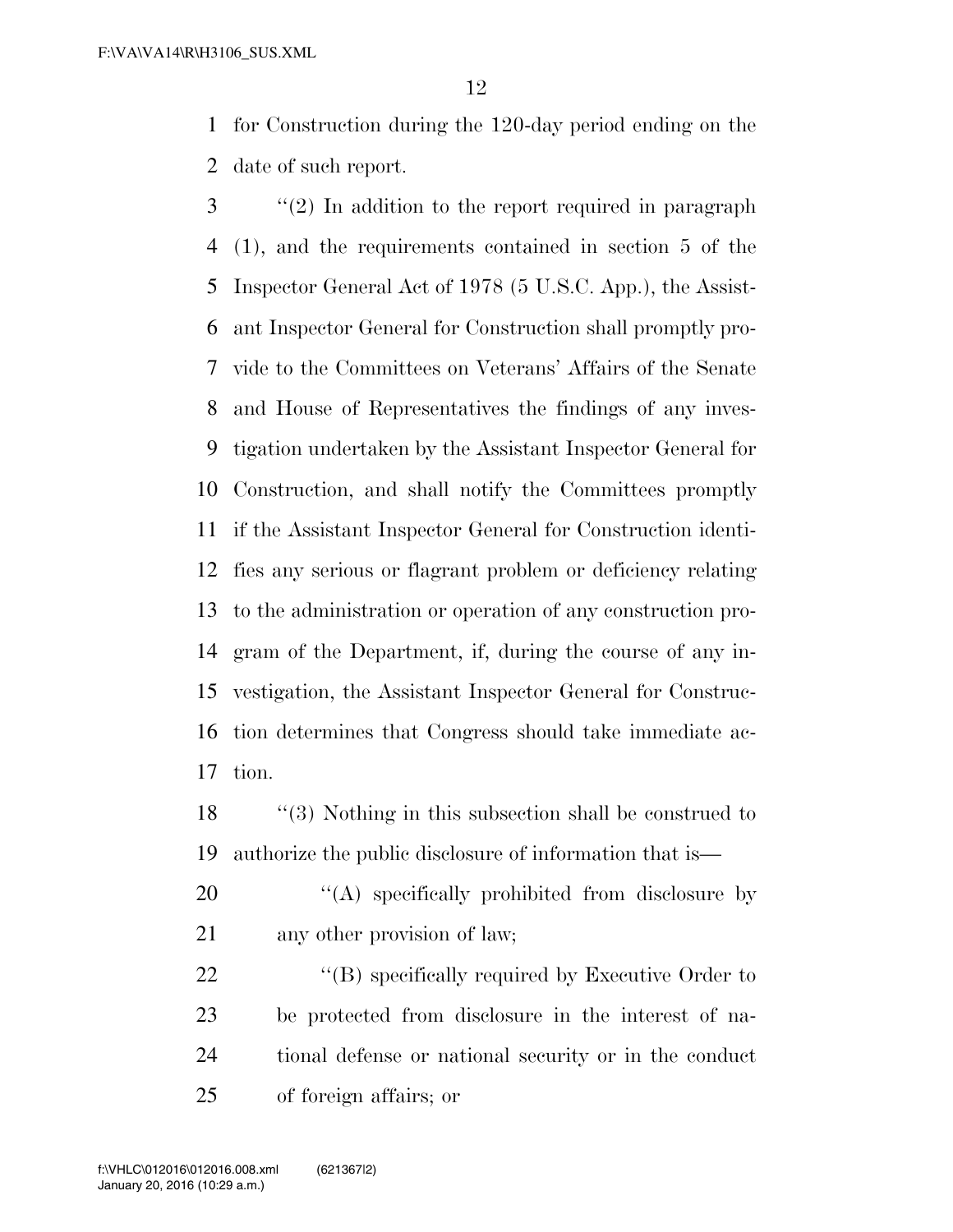for Construction during the 120-day period ending on the date of such report.

''(2) In addition to the report required in paragraph (1), and the requirements contained in section 5 of the Inspector General Act of 1978 (5 U.S.C. App.), the Assistant Inspector General for Construction shall promptly provide to the Committees on Veterans' Affairs of the Senate and House of Representatives the findings of any investigation undertaken by the Assistant Inspector General for Construction, and shall notify the Committees promptly if the Assistant Inspector General for Construction identifies any serious or flagrant problem or deficiency relating to the administration or operation of any construction program of the Department, if, during the course of any investigation, the Assistant Inspector General for Construction determines that Congress should take immediate action.

''(3) Nothing in this subsection shall be construed to authorize the public disclosure of information that is—

''(A) specifically prohibited from disclosure by any other provision of law;

''(B) specifically required by Executive Order to be protected from disclosure in the interest of national defense or national security or in the conduct of foreign affairs; or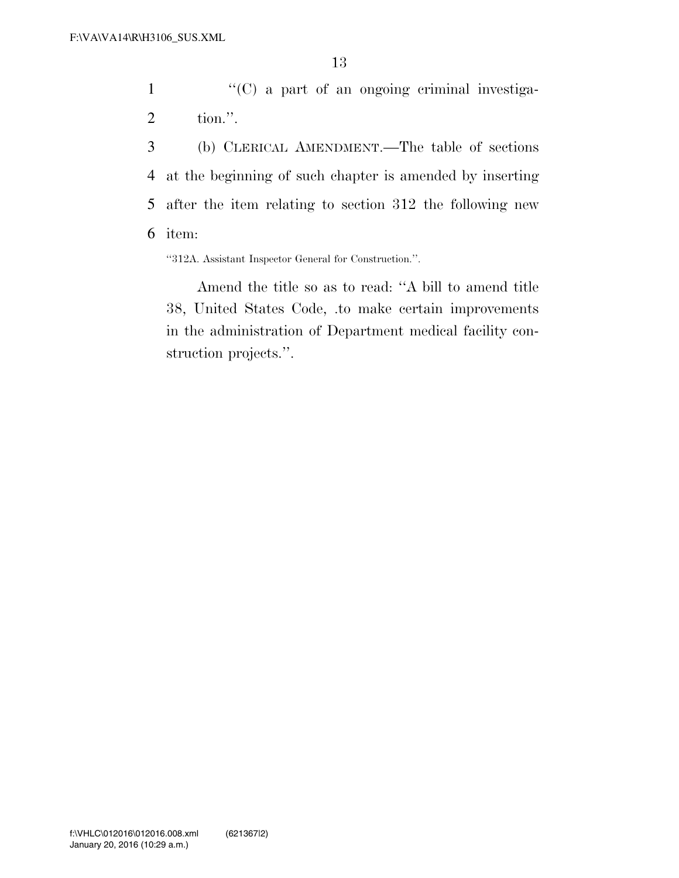"(C) a part of an ongoing criminal investigation.".

(b) CLERICAL AMENDMENT.—The table of sections at the beginning of such chapter is amended by inserting after the item relating to section 312 the following new item:

"312A. Assistant Inspector General for Construction.".

Amend the title so as to read: "A bill to amend title 38, United States Code, .to make certain improvements in the administration of Department medical facility construction projects.".